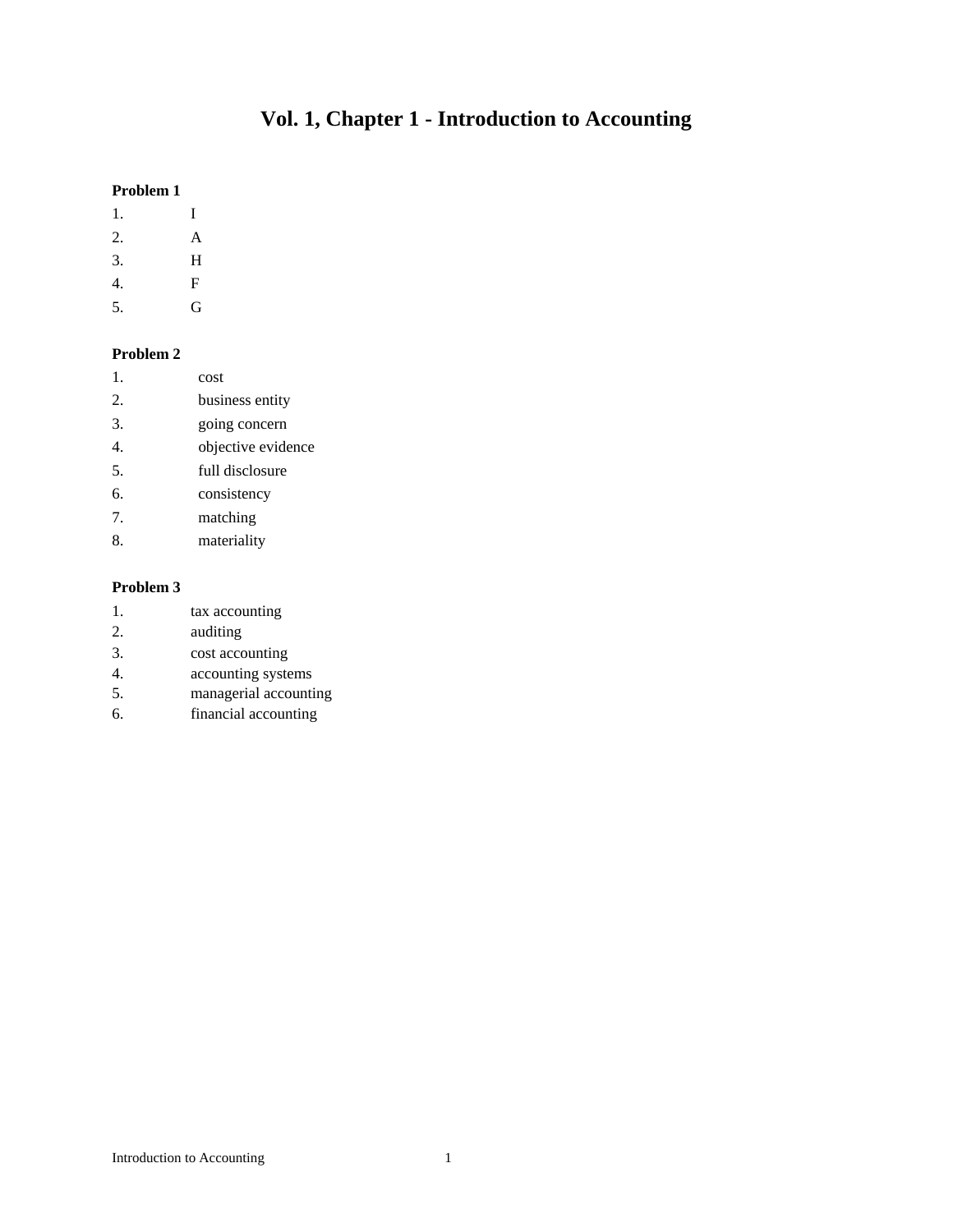# Vol. 1, Chapter 1 - Introduction to Accounting

**Problem 1**

1. I
2. A
3. H
4. F
5. G

**Problem 2**

1. cost
2. business entity
3. going concern
4. objective evidence
5. full disclosure
6. consistency
7. matching
8. materiality

**Problem 3**

1. tax accounting
2. auditing
3. cost accounting
4. accounting systems
5. managerial accounting
6. financial accounting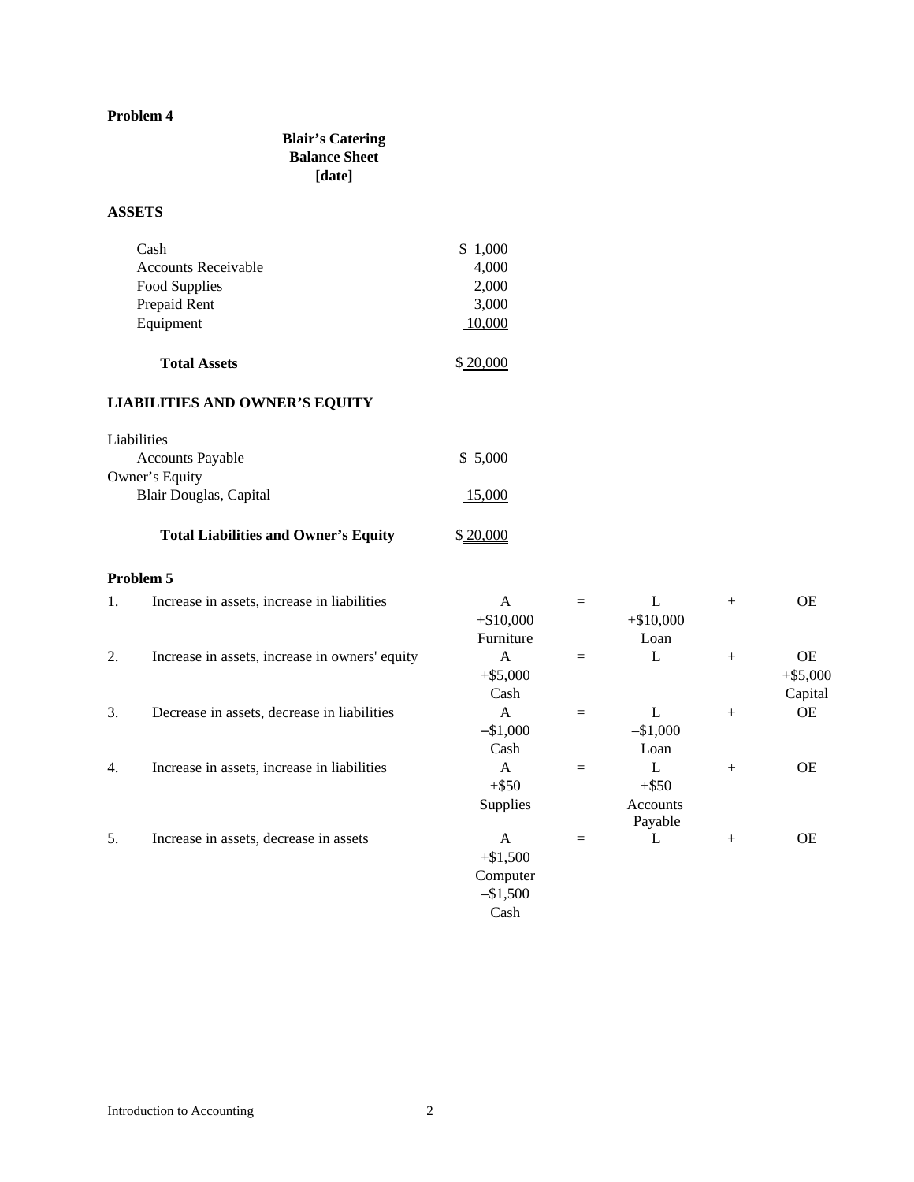**Problem 4**

**Blair's Catering**
**Balance Sheet**
**[date]**

**ASSETS**

| | |
|---|---|
| Cash | $ 1,000 |
| Accounts Receivable | 4,000 |
| Food Supplies | 2,000 |
| Prepaid Rent | 3,000 |
| Equipment | 10,000 |
| **Total Assets** | $ 20,000 |

**LIABILITIES AND OWNER'S EQUITY**

| | |
|---|---|
| Liabilities | |
| Accounts Payable | $ 5,000 |
| Owner's Equity | |
| Blair Douglas, Capital | 15,000 |
| **Total Liabilities and Owner's Equity** | $ 20,000 |

**Problem 5**

| | | A | = | L | + | OE |
|---|---|---|---|---|---|---|
| 1. | Increase in assets, increase in liabilities | +$10,000 Furniture | | +$10,000 Loan | | |
| 2. | Increase in assets, increase in owners' equity | +$5,000 Cash | | | | +$5,000 Capital |
| 3. | Decrease in assets, decrease in liabilities | –$1,000 Cash | | –$1,000 Loan | | |
| 4. | Increase in assets, increase in liabilities | +$50 Supplies | | +$50 Accounts Payable | | |
| 5. | Increase in assets, decrease in assets | +$1,500 Computer –$1,500 Cash | | | | |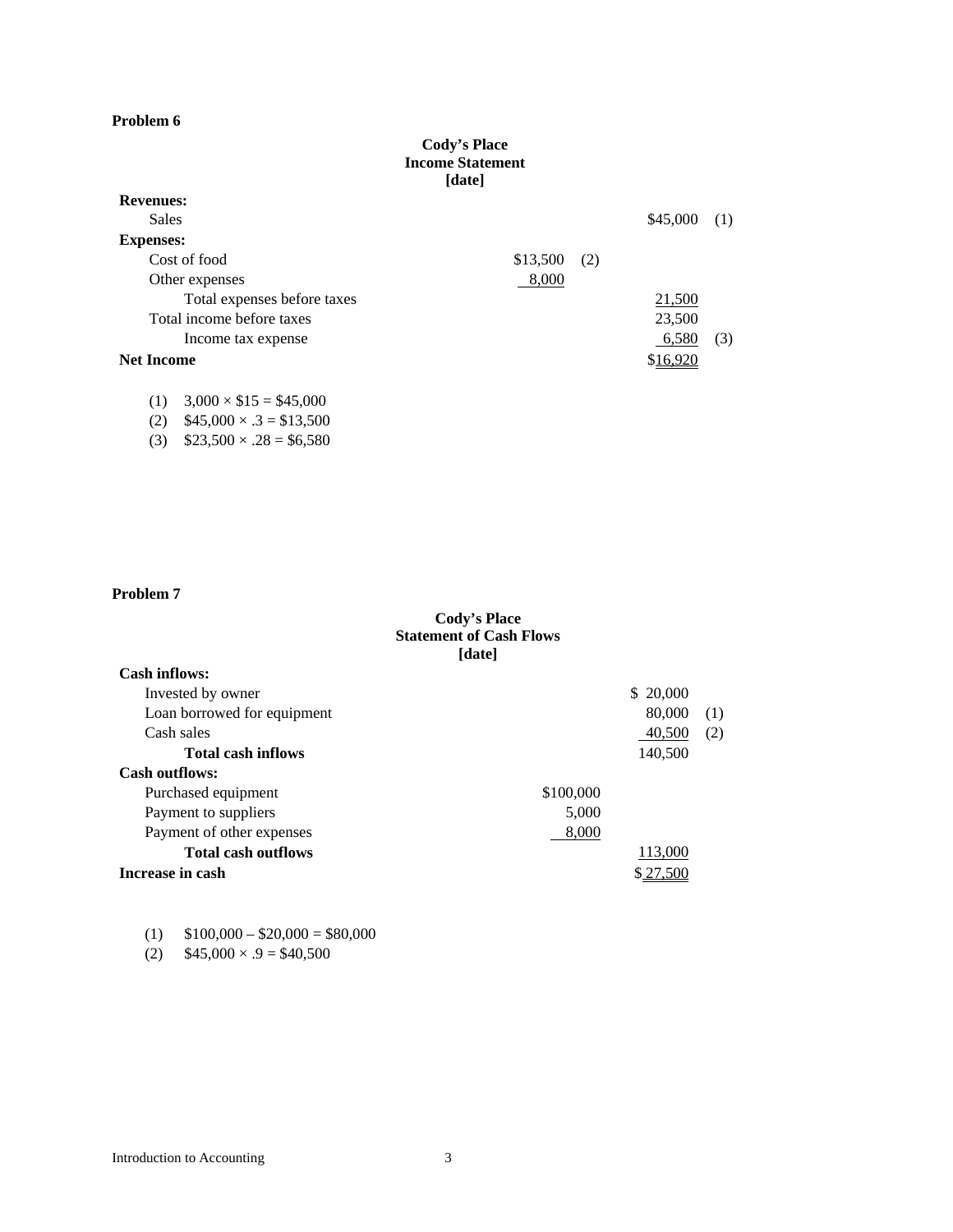**Problem 6**

**Cody's Place**
**Income Statement**
**[date]**

| | | | | |
|---|---|---|---|---|
| **Revenues:** | | | | |
| Sales | | | $45,000 | (1) |
| **Expenses:** | | | | |
| Cost of food | $13,500 | (2) | | |
| Other expenses | 8,000 | | | |
| Total expenses before taxes | | | 21,500 | |
| Total income before taxes | | | 23,500 | |
| Income tax expense | | | 6,580 | (3) |
| **Net Income** | | | $16,920 | |

(1) 3,000 × $15 = $45,000
(2) $45,000 × .3 = $13,500
(3) $23,500 × .28 = $6,580

**Problem 7**

**Cody's Place**
**Statement of Cash Flows**
**[date]**

| | | | |
|---|---|---|---|
| **Cash inflows:** | | | |
| Invested by owner | | $ 20,000 | |
| Loan borrowed for equipment | | 80,000 | (1) |
| Cash sales | | 40,500 | (2) |
| **Total cash inflows** | | 140,500 | |
| **Cash outflows:** | | | |
| Purchased equipment | $100,000 | | |
| Payment to suppliers | 5,000 | | |
| Payment of other expenses | 8,000 | | |
| **Total cash outflows** | | 113,000 | |
| **Increase in cash** | | $ 27,500 | |

(1) $100,000 – $20,000 = $80,000
(2) $45,000 × .9 = $40,500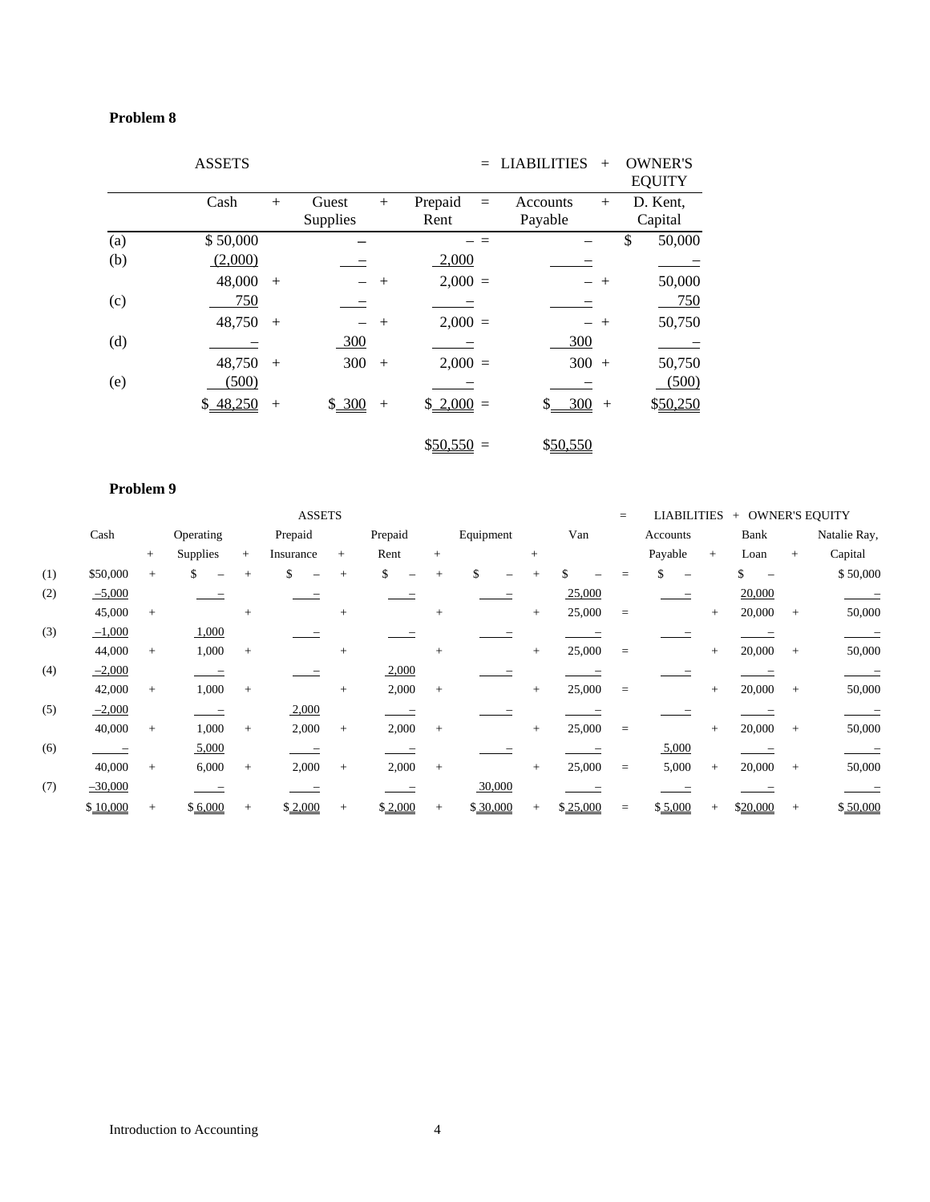**Problem 8**

| | ASSETS | | | | | = | LIABILITIES | + | OWNER'S EQUITY |
|---|---|---|---|---|---|---|---|---|---|
| | Cash | + | Guest Supplies | + | Prepaid Rent | = | Accounts Payable | + | D. Kent, Capital |
| (a) | $ 50,000 | | – | | – | = | – | | $ 50,000 |
| (b) | (2,000) | | – | | 2,000 | | – | | – |
| | 48,000 | + | – | + | 2,000 | = | – | + | 50,000 |
| (c) | 750 | | – | | – | | – | | 750 |
| | 48,750 | + | – | + | 2,000 | = | – | + | 50,750 |
| (d) | – | | 300 | | – | | 300 | | – |
| | 48,750 | + | 300 | + | 2,000 | = | 300 | + | 50,750 |
| (e) | (500) | | | | – | | – | | (500) |
| | $ 48,250 | + | $ 300 | + | $ 2,000 | = | $ 300 | + | $50,250 |
| | | | | | $50,550 | = | $50,550 | | |

**Problem 9**

| | ASSETS | | | | | | | | | | | = | LIABILITIES | + | OWNER'S EQUITY | | |
|---|---|---|---|---|---|---|---|---|---|---|---|---|---|---|---|---|---|
| | Cash | + | Operating Supplies | + | Prepaid Insurance | + | Prepaid Rent | + | Equipment | + | Van | | Accounts Payable | + | Bank Loan | + | Natalie Ray, Capital |
| (1) | $50,000 | + | $ – | + | $ – | + | $ – | + | $ – | + | $ – | = | $ – | | $ – | | $ 50,000 |
| (2) | –5,000 | | – | | – | | – | | – | | 25,000 | | – | | 20,000 | | – |
| | 45,000 | + | | + | | + | | + | | + | 25,000 | = | | + | 20,000 | + | 50,000 |
| (3) | –1,000 | | 1,000 | | – | | – | | – | | – | | – | | – | | – |
| | 44,000 | + | 1,000 | + | | + | | + | | + | 25,000 | = | | + | 20,000 | + | 50,000 |
| (4) | –2,000 | | – | | – | | 2,000 | | – | | – | | – | | – | | – |
| | 42,000 | + | 1,000 | + | | + | 2,000 | + | | + | 25,000 | = | | + | 20,000 | + | 50,000 |
| (5) | –2,000 | | – | | 2,000 | | – | | – | | – | | – | | – | | – |
| | 40,000 | + | 1,000 | + | 2,000 | + | 2,000 | + | | + | 25,000 | = | | + | 20,000 | + | 50,000 |
| (6) | – | | 5,000 | | – | | – | | – | | – | | 5,000 | | – | | – |
| | 40,000 | + | 6,000 | + | 2,000 | + | 2,000 | + | | + | 25,000 | = | 5,000 | + | 20,000 | + | 50,000 |
| (7) | –30,000 | | – | | – | | – | | 30,000 | | – | | – | | – | | – |
| | $ 10,000 | + | $ 6,000 | + | $ 2,000 | + | $ 2,000 | + | $ 30,000 | + | $ 25,000 | = | $ 5,000 | + | $20,000 | + | $ 50,000 |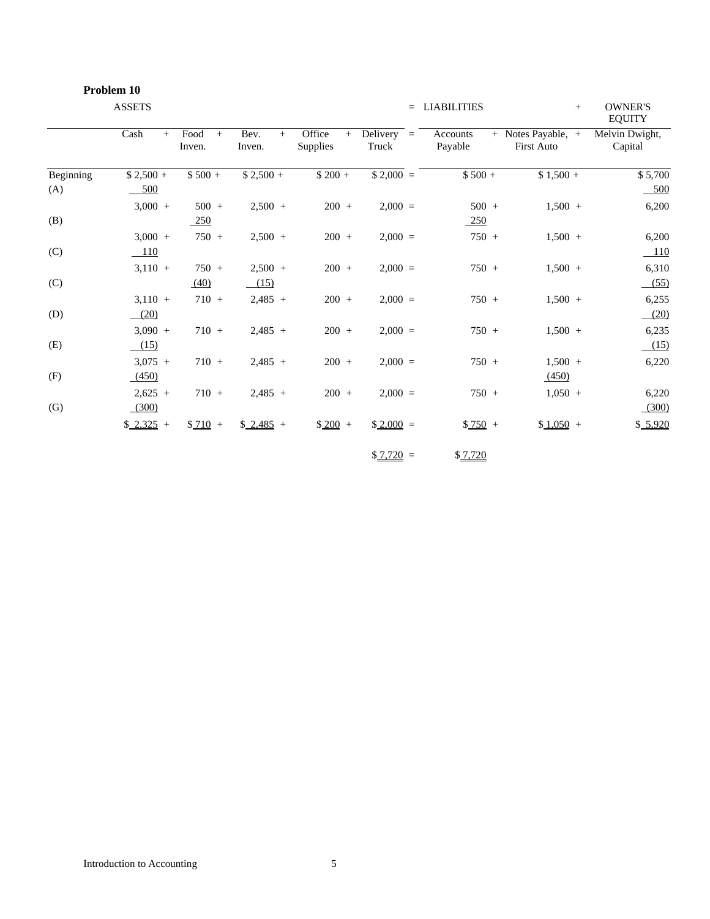**Problem 10**

| | ASSETS | | | | | = | LIABILITIES | | + | OWNER'S EQUITY |
|---|---|---|---|---|---|---|---|---|---|---|
| | Cash + | Food + Inven. | Bev. + Inven. | Office + Supplies | Delivery Truck | = | Accounts Payable | + Notes Payable, First Auto | + | Melvin Dwight, Capital |
| Beginning | $ 2,500 + | $ 500 + | $ 2,500 + | $ 200 + | $ 2,000 | = | $ 500 + | $ 1,500 + | | $ 5,700 |
| (A) | 500 | | | | | | | | | 500 |
| | 3,000 + | 500 + | 2,500 + | 200 + | 2,000 | = | 500 + | 1,500 + | | 6,200 |
| (B) | | 250 | | | | | 250 | | | |
| | 3,000 + | 750 + | 2,500 + | 200 + | 2,000 | = | 750 + | 1,500 + | | 6,200 |
| (C) | 110 | | | | | | | | | 110 |
| | 3,110 + | 750 + | 2,500 + | 200 + | 2,000 | = | 750 + | 1,500 + | | 6,310 |
| (C) | | (40) | (15) | | | | | | | (55) |
| | 3,110 + | 710 + | 2,485 + | 200 + | 2,000 | = | 750 + | 1,500 + | | 6,255 |
| (D) | (20) | | | | | | | | | (20) |
| | 3,090 + | 710 + | 2,485 + | 200 + | 2,000 | = | 750 + | 1,500 + | | 6,235 |
| (E) | (15) | | | | | | | | | (15) |
| | 3,075 + | 710 + | 2,485 + | 200 + | 2,000 | = | 750 + | 1,500 + | | 6,220 |
| (F) | (450) | | | | | | | (450) | | |
| | 2,625 + | 710 + | 2,485 + | 200 + | 2,000 | = | 750 + | 1,050 + | | 6,220 |
| (G) | (300) | | | | | | | | | (300) |
| | $ 2,325 + | $ 710 + | $ 2,485 + | $ 200 + | $ 2,000 | = | $ 750 + | $ 1,050 + | | $ 5,920 |
| | | | | | $ 7,720 | = | $ 7,720 | | | |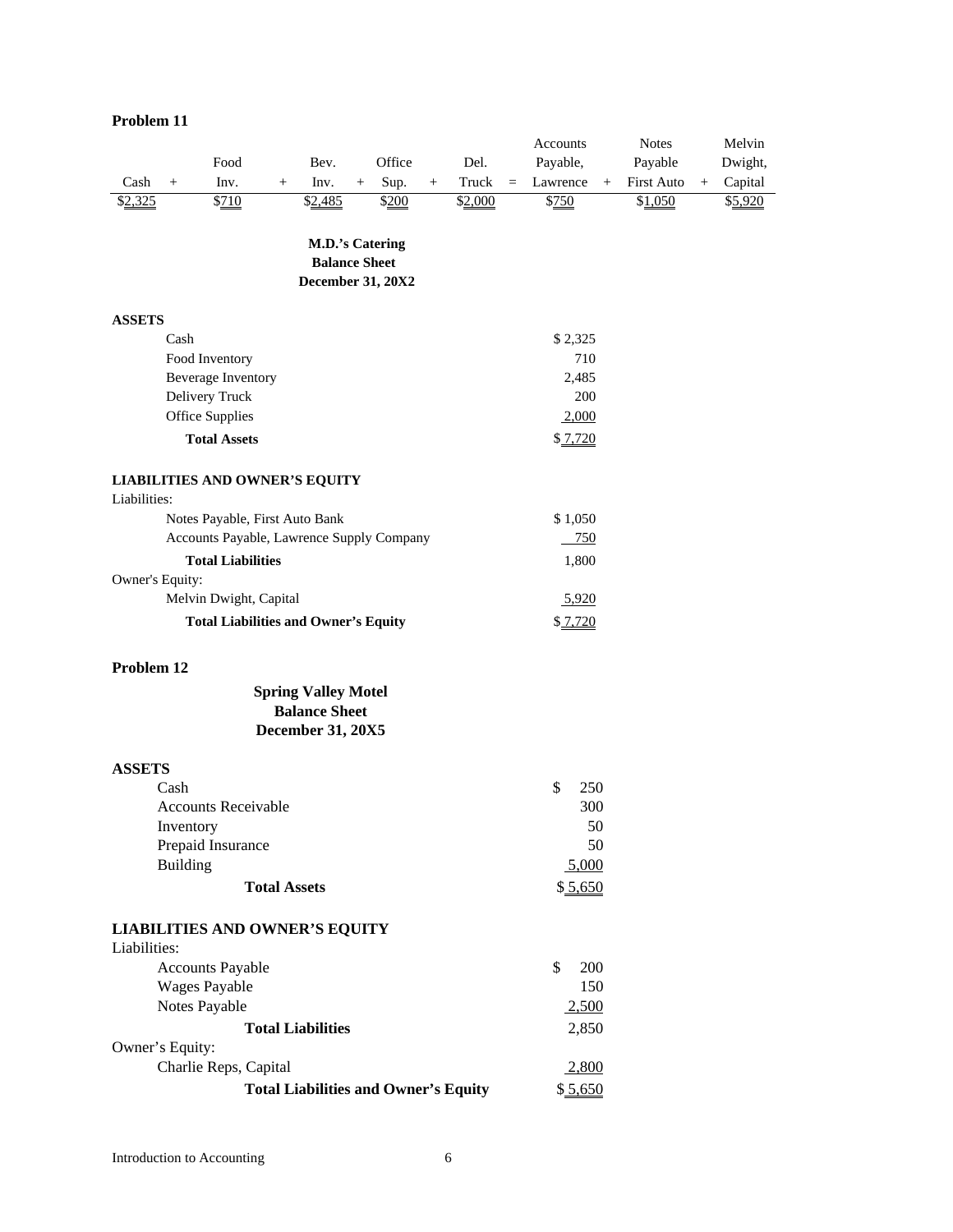## Problem 11

| Cash | + | Food Inv. | + | Bev. Inv. | + | Office Sup. | + | Del. Truck | = | Accounts Payable, Lawrence | + | Notes Payable First Auto | + | Melvin Dwight, Capital |
|---|---|---|---|---|---|---|---|---|---|---|---|---|---|---|
| $2,325 | | $710 | | $2,485 | | $200 | | $2,000 | | $750 | | $1,050 | | $5,920 |

**M.D.'s Catering**
**Balance Sheet**
**December 31, 20X2**

| | |
|---|---|
| **ASSETS** | |
| Cash | $ 2,325 |
| Food Inventory | 710 |
| Beverage Inventory | 2,485 |
| Delivery Truck | 200 |
| Office Supplies | 2,000 |
| **Total Assets** | $ 7,720 |
| | |
| **LIABILITIES AND OWNER'S EQUITY** | |
| Liabilities: | |
| Notes Payable, First Auto Bank | $ 1,050 |
| Accounts Payable, Lawrence Supply Company | 750 |
| **Total Liabilities** | 1,800 |
| Owner's Equity: | |
| Melvin Dwight, Capital | 5,920 |
| **Total Liabilities and Owner's Equity** | $ 7,720 |

## Problem 12

**Spring Valley Motel**
**Balance Sheet**
**December 31, 20X5**

| | |
|---|---|
| **ASSETS** | |
| Cash | $ 250 |
| Accounts Receivable | 300 |
| Inventory | 50 |
| Prepaid Insurance | 50 |
| Building | 5,000 |
| **Total Assets** | $ 5,650 |
| | |
| **LIABILITIES AND OWNER'S EQUITY** | |
| Liabilities: | |
| Accounts Payable | $ 200 |
| Wages Payable | 150 |
| Notes Payable | 2,500 |
| **Total Liabilities** | 2,850 |
| Owner's Equity: | |
| Charlie Reps, Capital | 2,800 |
| **Total Liabilities and Owner's Equity** | $ 5,650 |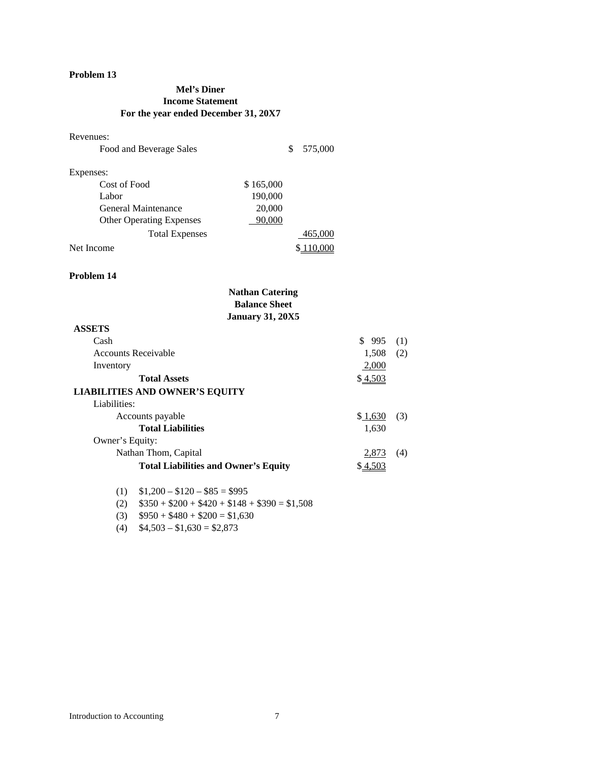**Problem 13**

**Mel's Diner**
**Income Statement**
**For the year ended December 31, 20X7**

| | | |
|---|---|---|
| Revenues: | | |
| Food and Beverage Sales | | $ 575,000 |
| | | |
| Expenses: | | |
| Cost of Food | $ 165,000 | |
| Labor | 190,000 | |
| General Maintenance | 20,000 | |
| Other Operating Expenses | 90,000 | |
| Total Expenses | | 465,000 |
| Net Income | | $ 110,000 |

**Problem 14**

**Nathan Catering**
**Balance Sheet**
**January 31, 20X5**

| | | |
|---|---|---|
| **ASSETS** | | |
| Cash | $ 995 | (1) |
| Accounts Receivable | 1,508 | (2) |
| Inventory | 2,000 | |
| **Total Assets** | $ 4,503 | |
| **LIABILITIES AND OWNER'S EQUITY** | | |
| Liabilities: | | |
| Accounts payable | $ 1,630 | (3) |
| **Total Liabilities** | 1,630 | |
| Owner's Equity: | | |
| Nathan Thom, Capital | 2,873 | (4) |
| **Total Liabilities and Owner's Equity** | $ 4,503 | |

(1) $1,200 – $120 – $85 = $995

(2) $350 + $200 + $420 + $148 + $390 = $1,508

(3) $950 + $480 + $200 = $1,630

(4) $4,503 – $1,630 = $2,873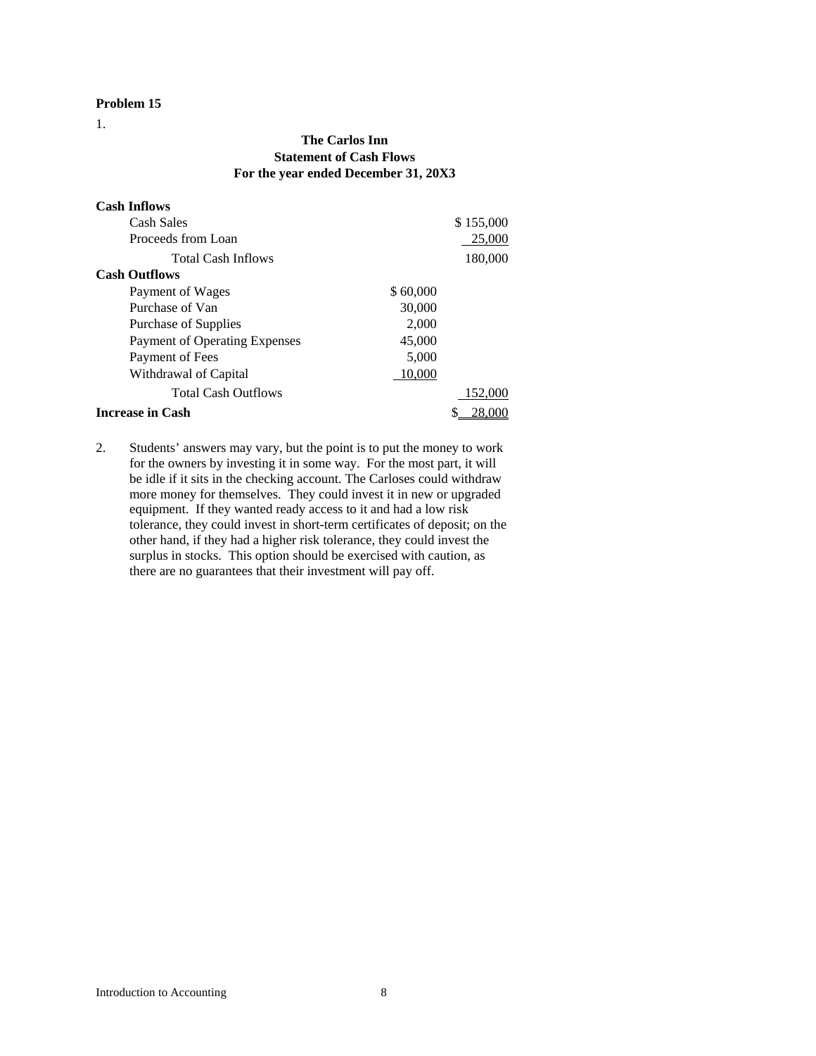**Problem 15**

1.

**The Carlos Inn**
**Statement of Cash Flows**
**For the year ended December 31, 20X3**

| | | |
|---|---|---|
| **Cash Inflows** | | |
| Cash Sales | | $ 155,000 |
| Proceeds from Loan | | 25,000 |
| Total Cash Inflows | | 180,000 |
| **Cash Outflows** | | |
| Payment of Wages | $ 60,000 | |
| Purchase of Van | 30,000 | |
| Purchase of Supplies | 2,000 | |
| Payment of Operating Expenses | 45,000 | |
| Payment of Fees | 5,000 | |
| Withdrawal of Capital | 10,000 | |
| Total Cash Outflows | | 152,000 |
| **Increase in Cash** | | $ 28,000 |

2. Students' answers may vary, but the point is to put the money to work for the owners by investing it in some way. For the most part, it will be idle if it sits in the checking account. The Carloses could withdraw more money for themselves. They could invest it in new or upgraded equipment. If they wanted ready access to it and had a low risk tolerance, they could invest in short-term certificates of deposit; on the other hand, if they had a higher risk tolerance, they could invest the surplus in stocks. This option should be exercised with caution, as there are no guarantees that their investment will pay off.